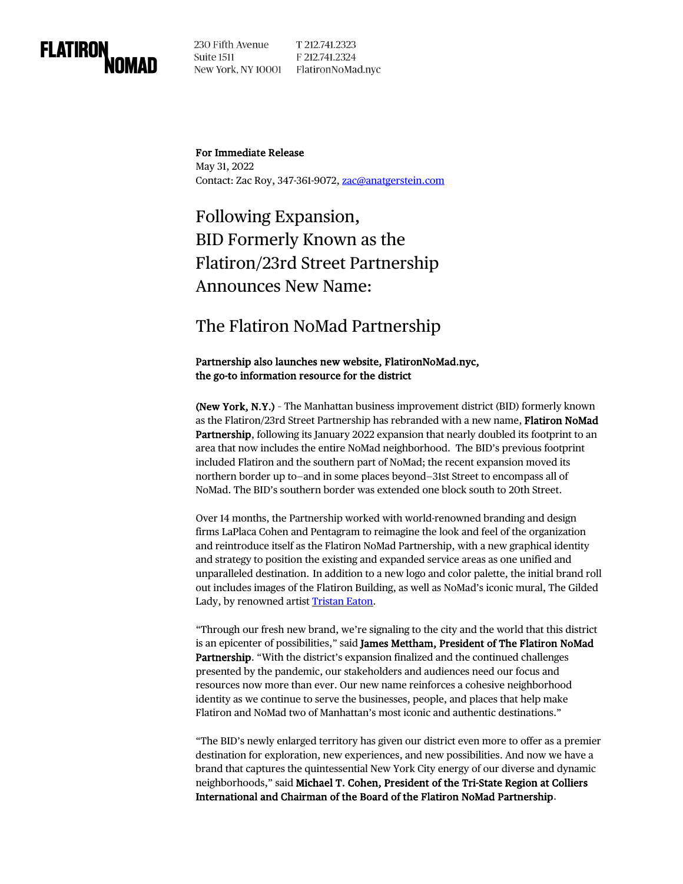FLATIRON NOMAD

230 Fifth Avenue
Suite 1511
New York, NY 10001

T 212.741.2323
F 212.741.2324
FlatironNoMad.nyc

**For Immediate Release**
May 31, 2022
Contact: Zac Roy, 347-361-9072, zac@anatgerstein.com

# Following Expansion, BID Formerly Known as the Flatiron/23rd Street Partnership Announces New Name:

# The Flatiron NoMad Partnership

**Partnership also launches new website, FlatironNoMad.nyc, the go-to information resource for the district**

**(New York, N.Y.)** - The Manhattan business improvement district (BID) formerly known as the Flatiron/23rd Street Partnership has rebranded with a new name, **Flatiron NoMad Partnership**, following its January 2022 expansion that nearly doubled its footprint to an area that now includes the entire NoMad neighborhood. The BID's previous footprint included Flatiron and the southern part of NoMad; the recent expansion moved its northern border up to–and in some places beyond–31st Street to encompass all of NoMad. The BID's southern border was extended one block south to 20th Street.

Over 14 months, the Partnership worked with world-renowned branding and design firms LaPlaca Cohen and Pentagram to reimagine the look and feel of the organization and reintroduce itself as the Flatiron NoMad Partnership, with a new graphical identity and strategy to position the existing and expanded service areas as one unified and unparalleled destination. In addition to a new logo and color palette, the initial brand roll out includes images of the Flatiron Building, as well as NoMad's iconic mural, The Gilded Lady, by renowned artist Tristan Eaton.

"Through our fresh new brand, we're signaling to the city and the world that this district is an epicenter of possibilities," said **James Mettham, President of The Flatiron NoMad Partnership**. "With the district's expansion finalized and the continued challenges presented by the pandemic, our stakeholders and audiences need our focus and resources now more than ever. Our new name reinforces a cohesive neighborhood identity as we continue to serve the businesses, people, and places that help make Flatiron and NoMad two of Manhattan's most iconic and authentic destinations."

"The BID's newly enlarged territory has given our district even more to offer as a premier destination for exploration, new experiences, and new possibilities. And now we have a brand that captures the quintessential New York City energy of our diverse and dynamic neighborhoods," said **Michael T. Cohen, President of the Tri-State Region at Colliers International and Chairman of the Board of the Flatiron NoMad Partnership**.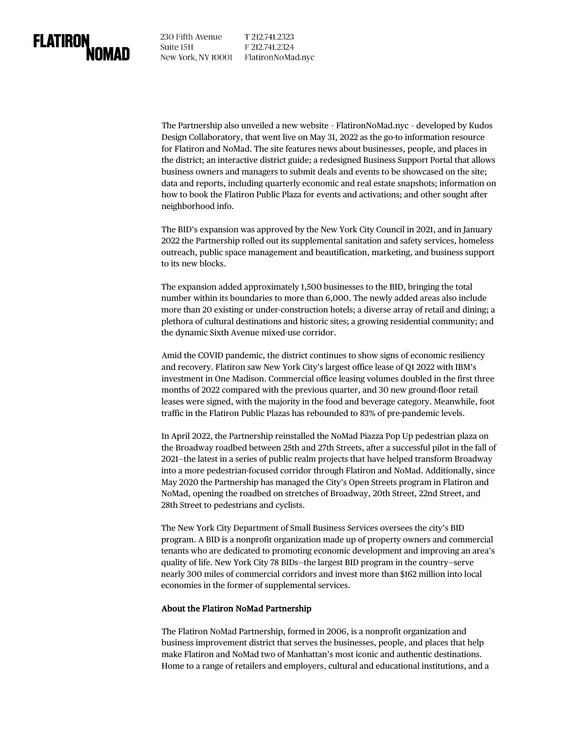The Partnership also unveiled a new website - FlatironNoMad.nyc - developed by Kudos Design Collaboratory, that went live on May 31, 2022 as the go-to information resource for Flatiron and NoMad. The site features news about businesses, people, and places in the district; an interactive district guide; a redesigned Business Support Portal that allows business owners and managers to submit deals and events to be showcased on the site; data and reports, including quarterly economic and real estate snapshots; information on how to book the Flatiron Public Plaza for events and activations; and other sought after neighborhood info.

The BID's expansion was approved by the New York City Council in 2021, and in January 2022 the Partnership rolled out its supplemental sanitation and safety services, homeless outreach, public space management and beautification, marketing, and business support to its new blocks.

The expansion added approximately 1,500 businesses to the BID, bringing the total number within its boundaries to more than 6,000. The newly added areas also include more than 20 existing or under-construction hotels; a diverse array of retail and dining; a plethora of cultural destinations and historic sites; a growing residential community; and the dynamic Sixth Avenue mixed-use corridor.

Amid the COVID pandemic, the district continues to show signs of economic resiliency and recovery. Flatiron saw New York City's largest office lease of Q1 2022 with IBM's investment in One Madison. Commercial office leasing volumes doubled in the first three months of 2022 compared with the previous quarter, and 30 new ground-floor retail leases were signed, with the majority in the food and beverage category. Meanwhile, foot traffic in the Flatiron Public Plazas has rebounded to 83% of pre-pandemic levels.

In April 2022, the Partnership reinstalled the NoMad Piazza Pop Up pedestrian plaza on the Broadway roadbed between 25th and 27th Streets, after a successful pilot in the fall of 2021—the latest in a series of public realm projects that have helped transform Broadway into a more pedestrian-focused corridor through Flatiron and NoMad. Additionally, since May 2020 the Partnership has managed the City's Open Streets program in Flatiron and NoMad, opening the roadbed on stretches of Broadway, 20th Street, 22nd Street, and 28th Street to pedestrians and cyclists.

The New York City Department of Small Business Services oversees the city's BID program. A BID is a nonprofit organization made up of property owners and commercial tenants who are dedicated to promoting economic development and improving an area's quality of life. New York City 78 BIDs—the largest BID program in the country—serve nearly 300 miles of commercial corridors and invest more than $162 million into local economies in the former of supplemental services.

**About the Flatiron NoMad Partnership**

The Flatiron NoMad Partnership, formed in 2006, is a nonprofit organization and business improvement district that serves the businesses, people, and places that help make Flatiron and NoMad two of Manhattan's most iconic and authentic destinations. Home to a range of retailers and employers, cultural and educational institutions, and a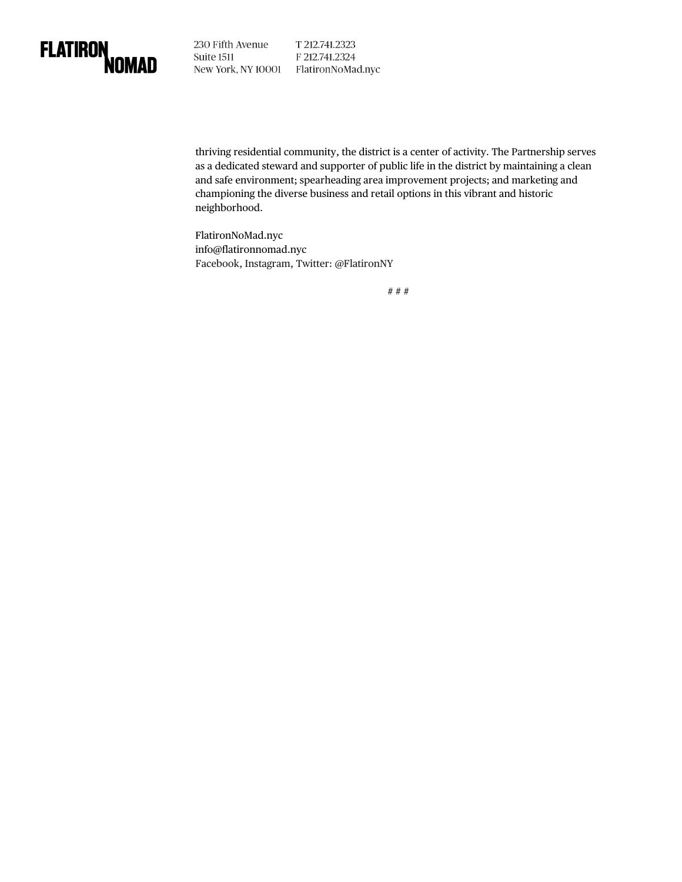thriving residential community, the district is a center of activity. The Partnership serves as a dedicated steward and supporter of public life in the district by maintaining a clean and safe environment; spearheading area improvement projects; and marketing and championing the diverse business and retail options in this vibrant and historic neighborhood.

FlatironNoMad.nyc
info@flatironnomad.nyc
Facebook, Instagram, Twitter: @FlatironNY

# # #